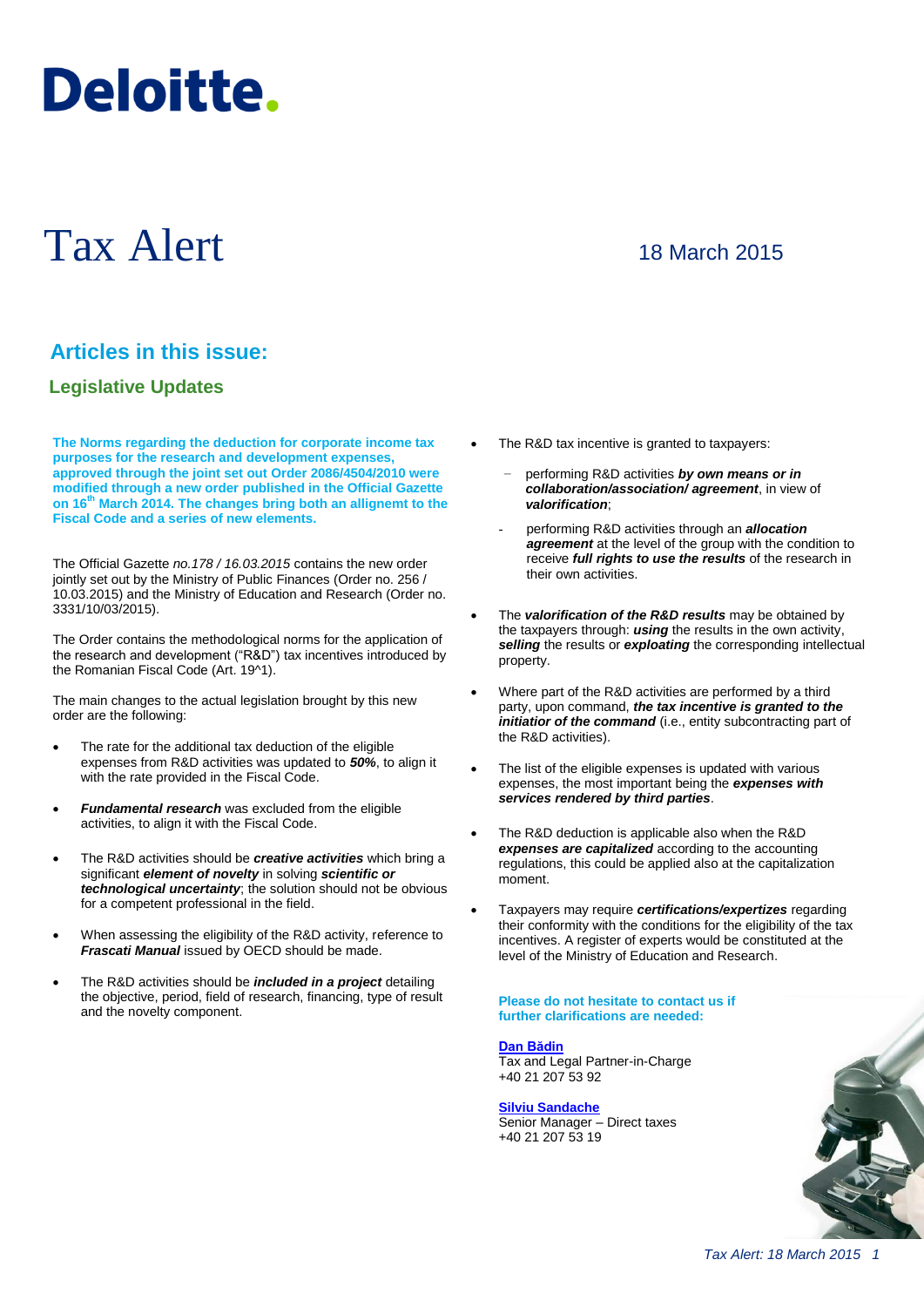# Deloitte.

# Tax Alert

18 March 2015

## Articles in this issue:

### Legislative Updates

**The Norms regarding the deduction for corporate income tax purposes for the research and development expenses, approved through the joint set out Order 2086/4504/2010 were modified through a new order published in the Official Gazette on 16th March 2014. The changes bring both an allignemt to the Fiscal Code and a series of new elements.**

The Official Gazette *no.178 / 16.03.2015* contains the new order jointly set out by the Ministry of Public Finances (Order no. 256 / 10.03.2015) and the Ministry of Education and Research (Order no. 3331/10/03/2015).

The Order contains the methodological norms for the application of the research and development ("R&D") tax incentives introduced by the Romanian Fiscal Code (Art. 19^1).

The main changes to the actual legislation brought by this new order are the following:

- The rate for the additional tax deduction of the eligible expenses from R&D activities was updated to ***50%***, to align it with the rate provided in the Fiscal Code.
- ***Fundamental research*** was excluded from the eligible activities, to align it with the Fiscal Code.
- The R&D activities should be ***creative activities*** which bring a significant ***element of novelty*** in solving ***scientific or technological uncertainty***; the solution should not be obvious for a competent professional in the field.
- When assessing the eligibility of the R&D activity, reference to ***Frascati Manual*** issued by OECD should be made.
- The R&D activities should be ***included in a project*** detailing the objective, period, field of research, financing, type of result and the novelty component.
- The R&D tax incentive is granted to taxpayers:
  - performing R&D activities ***by own means or in collaboration/association/ agreement***, in view of ***valorification***;
  - performing R&D activities through an ***allocation agreement*** at the level of the group with the condition to receive ***full rights to use the results*** of the research in their own activities.
- The ***valorification of the R&D results*** may be obtained by the taxpayers through: ***using*** the results in the own activity, ***selling*** the results or ***exploating*** the corresponding intellectual property.
- Where part of the R&D activities are performed by a third party, upon command, ***the tax incentive is granted to the initiator of the command*** (i.e., entity subcontracting part of the R&D activities).
- The list of the eligible expenses is updated with various expenses, the most important being the ***expenses with services rendered by third parties***.
- The R&D deduction is applicable also when the R&D ***expenses are capitalized*** according to the accounting regulations, this could be applied also at the capitalization moment.
- Taxpayers may require ***certifications/expertizes*** regarding their conformity with the conditions for the eligibility of the tax incentives. A register of experts would be constituted at the level of the Ministry of Education and Research.

**Please do not hesitate to contact us if further clarifications are needed:**

**Dan Bădin**
Tax and Legal Partner-in-Charge
+40 21 207 53 92

**Silviu Sandache**
Senior Manager – Direct taxes
+40 21 207 53 19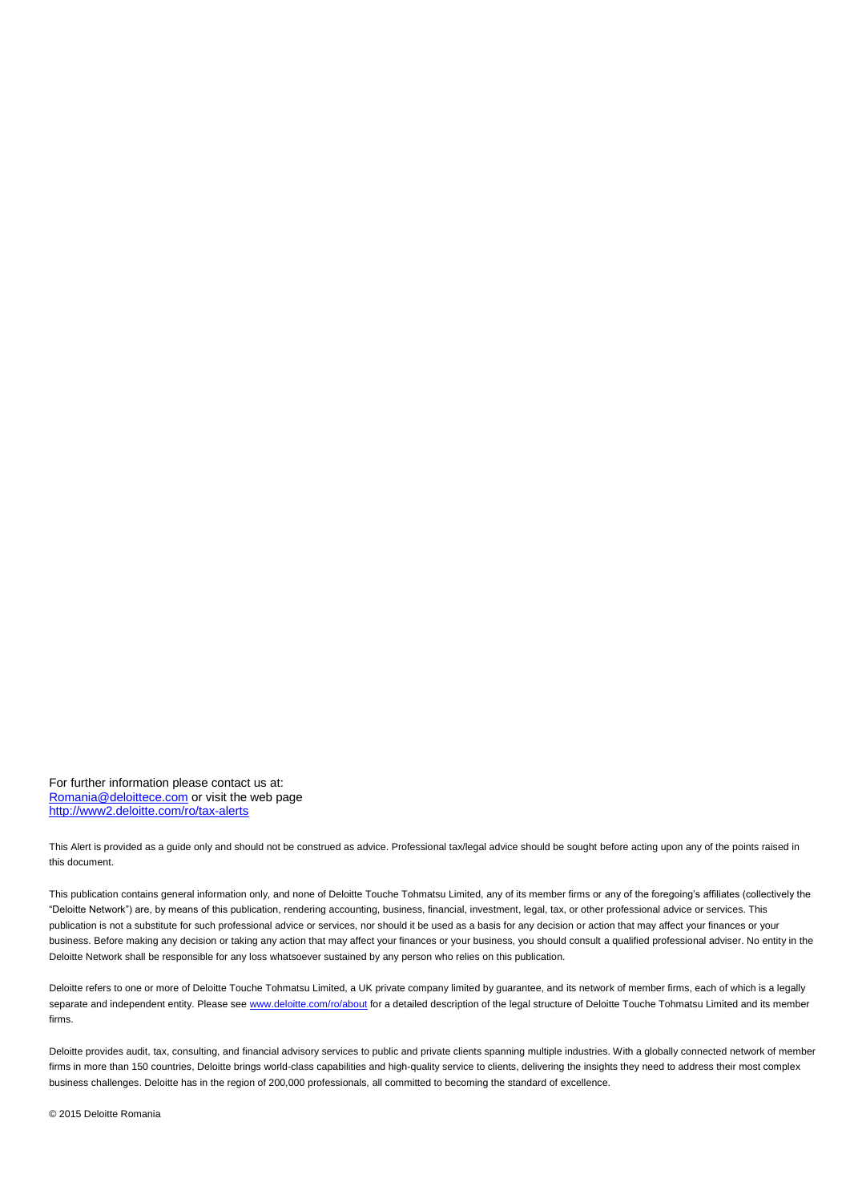For further information please contact us at:
Romania@deloittece.com or visit the web page
http://www2.deloitte.com/ro/tax-alerts

This Alert is provided as a guide only and should not be construed as advice. Professional tax/legal advice should be sought before acting upon any of the points raised in this document.

This publication contains general information only, and none of Deloitte Touche Tohmatsu Limited, any of its member firms or any of the foregoing's affiliates (collectively the "Deloitte Network") are, by means of this publication, rendering accounting, business, financial, investment, legal, tax, or other professional advice or services. This publication is not a substitute for such professional advice or services, nor should it be used as a basis for any decision or action that may affect your finances or your business. Before making any decision or taking any action that may affect your finances or your business, you should consult a qualified professional adviser. No entity in the Deloitte Network shall be responsible for any loss whatsoever sustained by any person who relies on this publication.

Deloitte refers to one or more of Deloitte Touche Tohmatsu Limited, a UK private company limited by guarantee, and its network of member firms, each of which is a legally separate and independent entity. Please see www.deloitte.com/ro/about for a detailed description of the legal structure of Deloitte Touche Tohmatsu Limited and its member firms.

Deloitte provides audit, tax, consulting, and financial advisory services to public and private clients spanning multiple industries. With a globally connected network of member firms in more than 150 countries, Deloitte brings world-class capabilities and high-quality service to clients, delivering the insights they need to address their most complex business challenges. Deloitte has in the region of 200,000 professionals, all committed to becoming the standard of excellence.

© 2015 Deloitte Romania